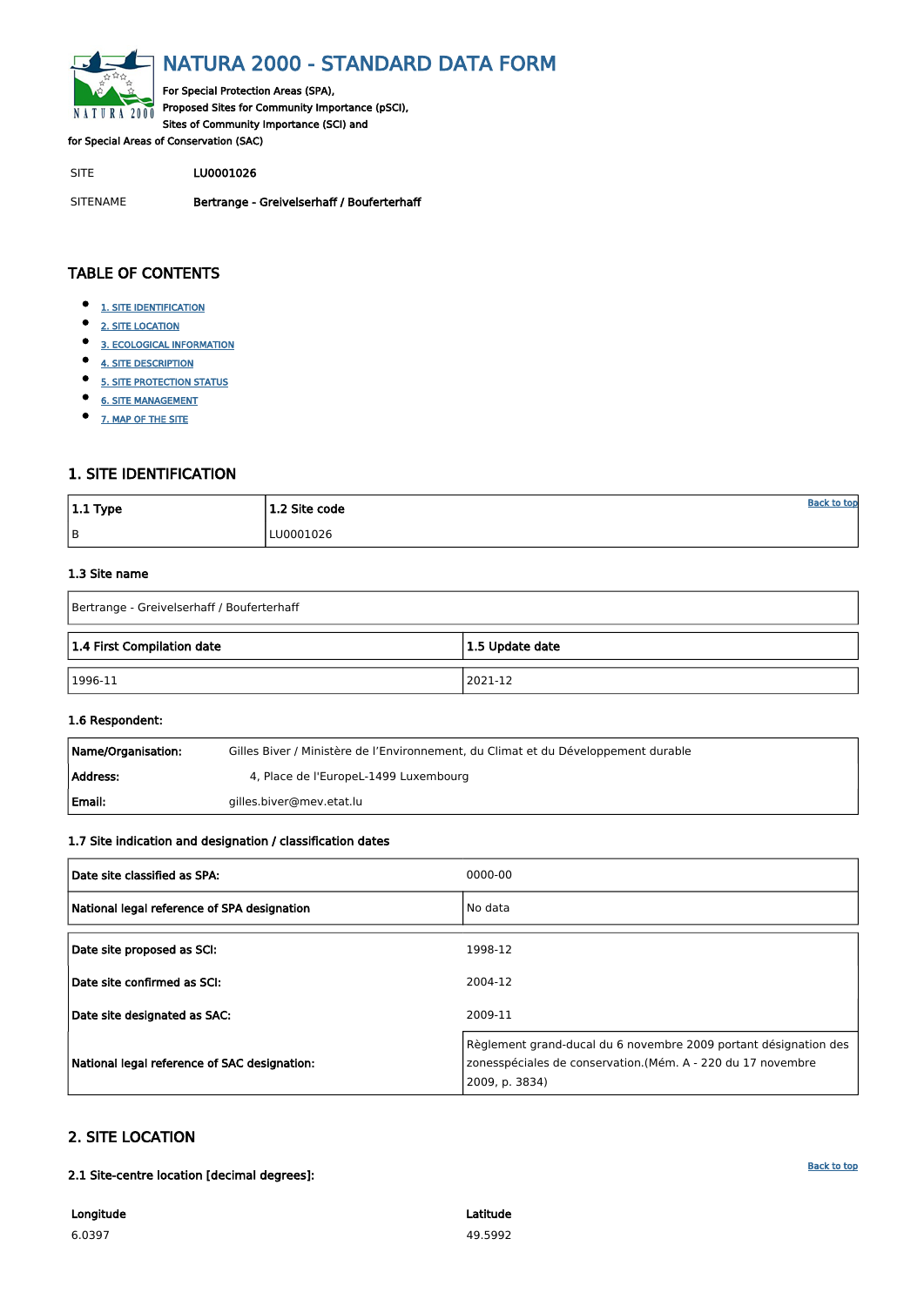# NATURA 2000 - STANDARD DATA FORM

For Special Protection Areas (SPA),
Proposed Sites for Community Importance (pSCI),
Sites of Community Importance (SCI) and
for Special Areas of Conservation (SAC)

| | |
|---|---|
| SITE | **LU0001026** |
| SITENAME | **Bertrange - Greivelserhaff / Bouferterhaff** |

## TABLE OF CONTENTS

- 1. SITE IDENTIFICATION
- 2. SITE LOCATION
- 3. ECOLOGICAL INFORMATION
- 4. SITE DESCRIPTION
- 5. SITE PROTECTION STATUS
- 6. SITE MANAGEMENT
- 7. MAP OF THE SITE

## 1. SITE IDENTIFICATION

| 1.1 Type | 1.2 Site code |
|---|---|
| B | LU0001026 |

Back to top

### 1.3 Site name

| |
|---|
| Bertrange - Greivelserhaff / Bouferterhaff |

| 1.4 First Compilation date | 1.5 Update date |
|---|---|
| 1996-11 | 2021-12 |

### 1.6 Respondent:

| | |
|---|---|
| **Name/Organisation:** | Gilles Biver / Ministère de l'Environnement, du Climat et du Développement durable |
| **Address:** | 4, Place de l'EuropeL-1499 Luxembourg |
| **Email:** | gilles.biver@mev.etat.lu |

### 1.7 Site indication and designation / classification dates

| | |
|---|---|
| **Date site classified as SPA:** | 0000-00 |
| **National legal reference of SPA designation** | No data |

| | |
|---|---|
| **Date site proposed as SCI:** | 1998-12 |
| **Date site confirmed as SCI:** | 2004-12 |
| **Date site designated as SAC:** | 2009-11 |
| **National legal reference of SAC designation:** | Règlement grand-ducal du 6 novembre 2009 portant désignation des zonesspéciales de conservation.(Mém. A - 220 du 17 novembre 2009, p. 3834) |

## 2. SITE LOCATION

Back to top

### 2.1 Site-centre location [decimal degrees]:

| Longitude | Latitude |
|---|---|
| 6.0397 | 49.5992 |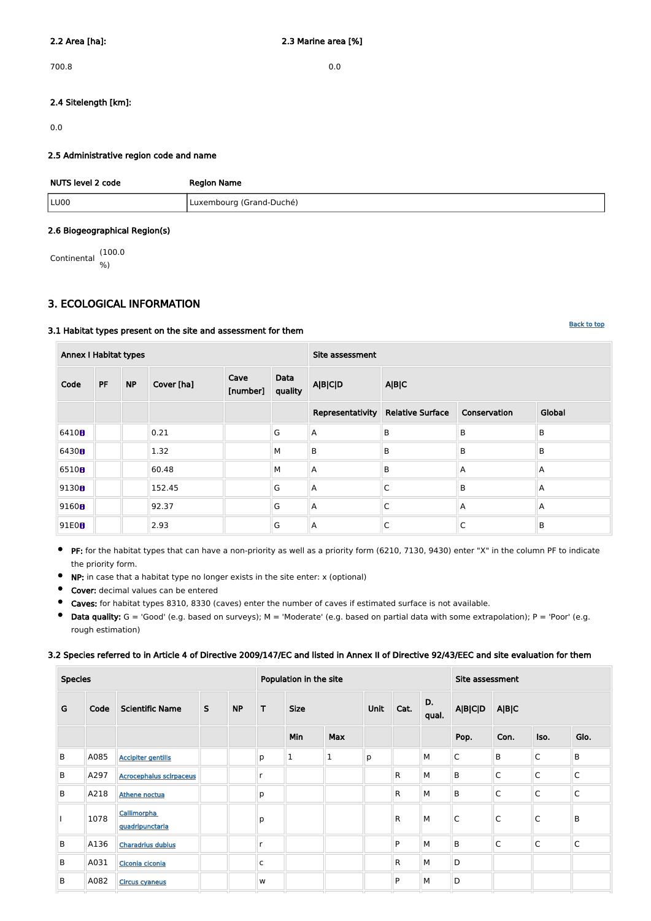**2.2 Area [ha]:**

700.8

**2.3 Marine area [%]**

0.0

**2.4 Sitelength [km]:**

0.0

**2.5 Administrative region code and name**

| NUTS level 2 code | Region Name |
|---|---|
| LU00 | Luxembourg (Grand-Duché) |

**2.6 Biogeographical Region(s)**

Continental (100.0 %)

## 3. ECOLOGICAL INFORMATION

Back to top

**3.1 Habitat types present on the site and assessment for them**

| Annex I Habitat types | | | | | | Site assessment | | | |
|---|---|---|---|---|---|---|---|---|---|
| Code | PF | NP | Cover [ha] | Cave [number] | Data quality | A\|B\|C\|D | A\|B\|C | | |
| | | | | | | Representativity | Relative Surface | Conservation | Global |
| 6410 | | | 0.21 | | G | A | B | B | B |
| 6430 | | | 1.32 | | M | B | B | B | B |
| 6510 | | | 60.48 | | M | A | B | A | A |
| 9130 | | | 152.45 | | G | A | C | B | A |
| 9160 | | | 92.37 | | G | A | C | A | A |
| 91E0 | | | 2.93 | | G | A | C | C | B |

- **PF:** for the habitat types that can have a non-priority as well as a priority form (6210, 7130, 9430) enter "X" in the column PF to indicate the priority form.
- **NP:** in case that a habitat type no longer exists in the site enter: x (optional)
- **Cover:** decimal values can be entered
- **Caves:** for habitat types 8310, 8330 (caves) enter the number of caves if estimated surface is not available.
- **Data quality:** G = 'Good' (e.g. based on surveys); M = 'Moderate' (e.g. based on partial data with some extrapolation); P = 'Poor' (e.g. rough estimation)

**3.2 Species referred to in Article 4 of Directive 2009/147/EC and listed in Annex II of Directive 92/43/EEC and site evaluation for them**

| Species | | | | | Population in the site | | | | | | Site assessment | | | |
|---|---|---|---|---|---|---|---|---|---|---|---|---|---|---|
| G | Code | Scientific Name | S | NP | T | Size | | Unit | Cat. | D. qual. | A\|B\|C\|D | A\|B\|C | | |
| | | | | | | Min | Max | | | | Pop. | Con. | Iso. | Glo. |
| B | A085 | Accipiter gentilis | | | p | 1 | 1 | p | | M | C | B | C | B |
| B | A297 | Acrocephalus scirpaceus | | | r | | | | R | M | B | C | C | C |
| B | A218 | Athene noctua | | | p | | | | R | M | B | C | C | C |
| I | 1078 | Callimorpha quadripunctaria | | | p | | | | R | M | C | C | C | B |
| B | A136 | Charadrius dubius | | | r | | | | P | M | B | C | C | C |
| B | A031 | Ciconia ciconia | | | c | | | | R | M | D | | | |
| B | A082 | Circus cyaneus | | | w | | | | P | M | D | | | |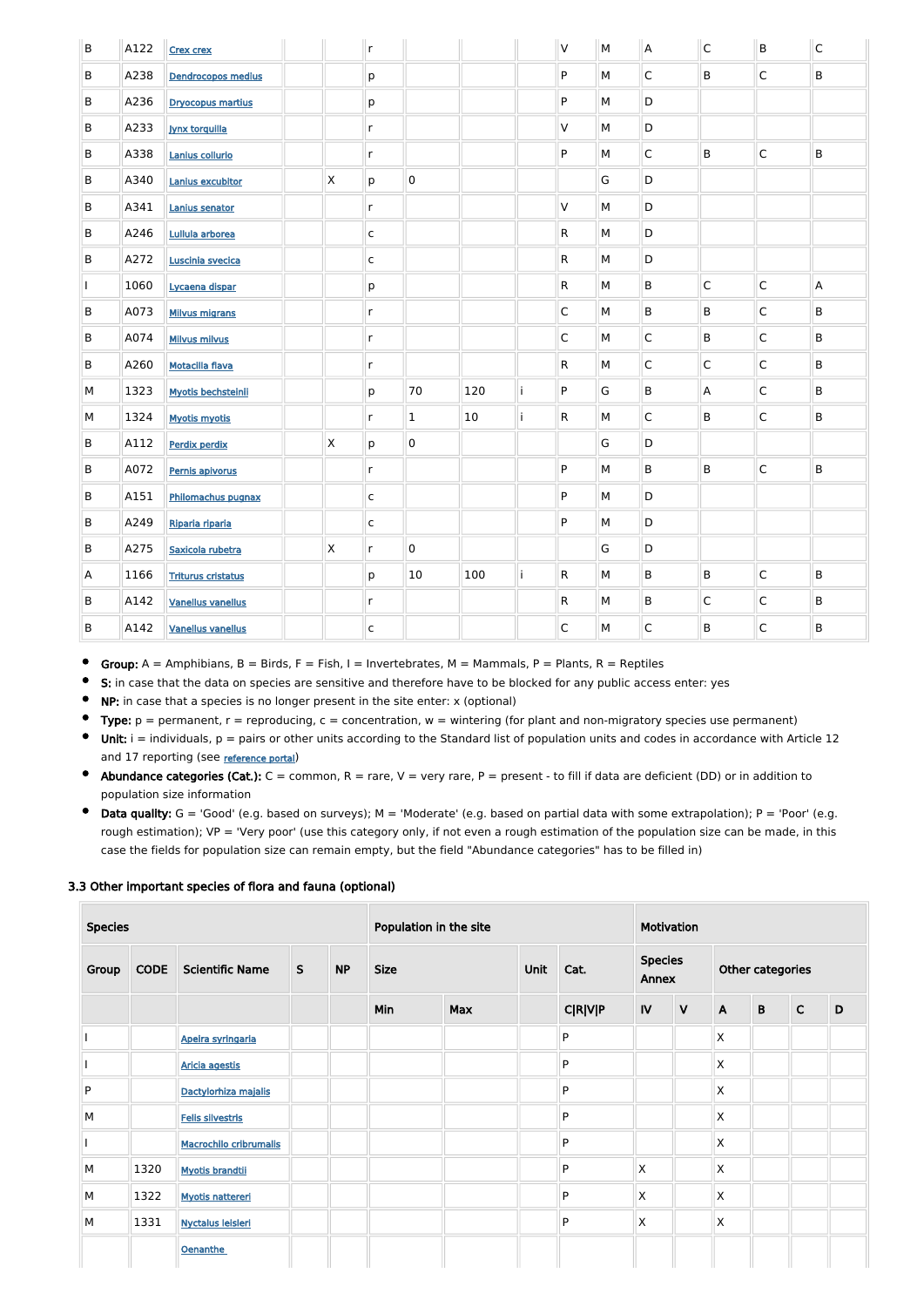| | | | | | | | | | | | | | | | |
|---|---|---|---|---|---|---|---|---|---|---|---|---|---|---|---|
| B | A122 | Crex crex | | | r | | | | V | M | A | C | B | C |
| B | A238 | Dendrocopos medius | | | p | | | | P | M | C | B | C | B |
| B | A236 | Dryocopus martius | | | p | | | | P | M | D | | | |
| B | A233 | Jynx torquilla | | | r | | | | V | M | D | | | |
| B | A338 | Lanius collurio | | | r | | | | P | M | C | B | C | B |
| B | A340 | Lanius excubitor | | X | p | 0 | | | | G | D | | | |
| B | A341 | Lanius senator | | | r | | | | V | M | D | | | |
| B | A246 | Lullula arborea | | | c | | | | R | M | D | | | |
| B | A272 | Luscinia svecica | | | c | | | | R | M | D | | | |
| I | 1060 | Lycaena dispar | | | p | | | | R | M | B | C | C | A |
| B | A073 | Milvus migrans | | | r | | | | C | M | B | B | C | B |
| B | A074 | Milvus milvus | | | r | | | | C | M | C | B | C | B |
| B | A260 | Motacilla flava | | | r | | | | R | M | C | C | C | B |
| M | 1323 | Myotis bechsteinii | | | p | 70 | 120 | i | P | G | B | A | C | B |
| M | 1324 | Myotis myotis | | | r | 1 | 10 | i | R | M | C | B | C | B |
| B | A112 | Perdix perdix | | X | p | 0 | | | | G | D | | | |
| B | A072 | Pernis apivorus | | | r | | | | P | M | B | B | C | B |
| B | A151 | Philomachus pugnax | | | c | | | | P | M | D | | | |
| B | A249 | Riparia riparia | | | c | | | | P | M | D | | | |
| B | A275 | Saxicola rubetra | | X | r | 0 | | | | G | D | | | |
| A | 1166 | Triturus cristatus | | | p | 10 | 100 | i | R | M | B | B | C | B |
| B | A142 | Vanellus vanellus | | | r | | | | R | M | B | C | C | B |
| B | A142 | Vanellus vanellus | | | c | | | | C | M | C | B | C | B |

- **Group:** A = Amphibians, B = Birds, F = Fish, I = Invertebrates, M = Mammals, P = Plants, R = Reptiles
- **S:** in case that the data on species are sensitive and therefore have to be blocked for any public access enter: yes
- **NP:** in case that a species is no longer present in the site enter: x (optional)
- **Type:** p = permanent, r = reproducing, c = concentration, w = wintering (for plant and non-migratory species use permanent)
- **Unit:** i = individuals, p = pairs or other units according to the Standard list of population units and codes in accordance with Article 12 and 17 reporting (see reference portal)
- **Abundance categories (Cat.):** C = common, R = rare, V = very rare, P = present - to fill if data are deficient (DD) or in addition to population size information
- **Data quality:** G = 'Good' (e.g. based on surveys); M = 'Moderate' (e.g. based on partial data with some extrapolation); P = 'Poor' (e.g. rough estimation); VP = 'Very poor' (use this category only, if not even a rough estimation of the population size can be made, in this case the fields for population size can remain empty, but the field "Abundance categories" has to be filled in)

### 3.3 Other important species of flora and fauna (optional)

| Species | | | | | Population in the site | | | | Motivation | | | | | |
|---|---|---|---|---|---|---|---|---|---|---|---|---|---|---|
| Group | CODE | Scientific Name | S | NP | Size | | Unit | Cat. | Species Annex | | Other categories | | | |
| | | | | | Min | Max | | C\|R\|V\|P | IV | V | A | B | C | D |
| I | | Apeira syringaria | | | | | | P | | | X | | | |
| I | | Aricia agestis | | | | | | P | | | X | | | |
| P | | Dactylorhiza majalis | | | | | | P | | | X | | | |
| M | | Felis silvestris | | | | | | P | | | X | | | |
| I | | Macrochilo cribrumalis | | | | | | P | | | X | | | |
| M | 1320 | Myotis brandtii | | | | | | P | X | | X | | | |
| M | 1322 | Myotis nattereri | | | | | | P | X | | X | | | |
| M | 1331 | Nyctalus leisleri | | | | | | P | X | | X | | | |
| | | Oenanthe | | | | | | | | | | | | |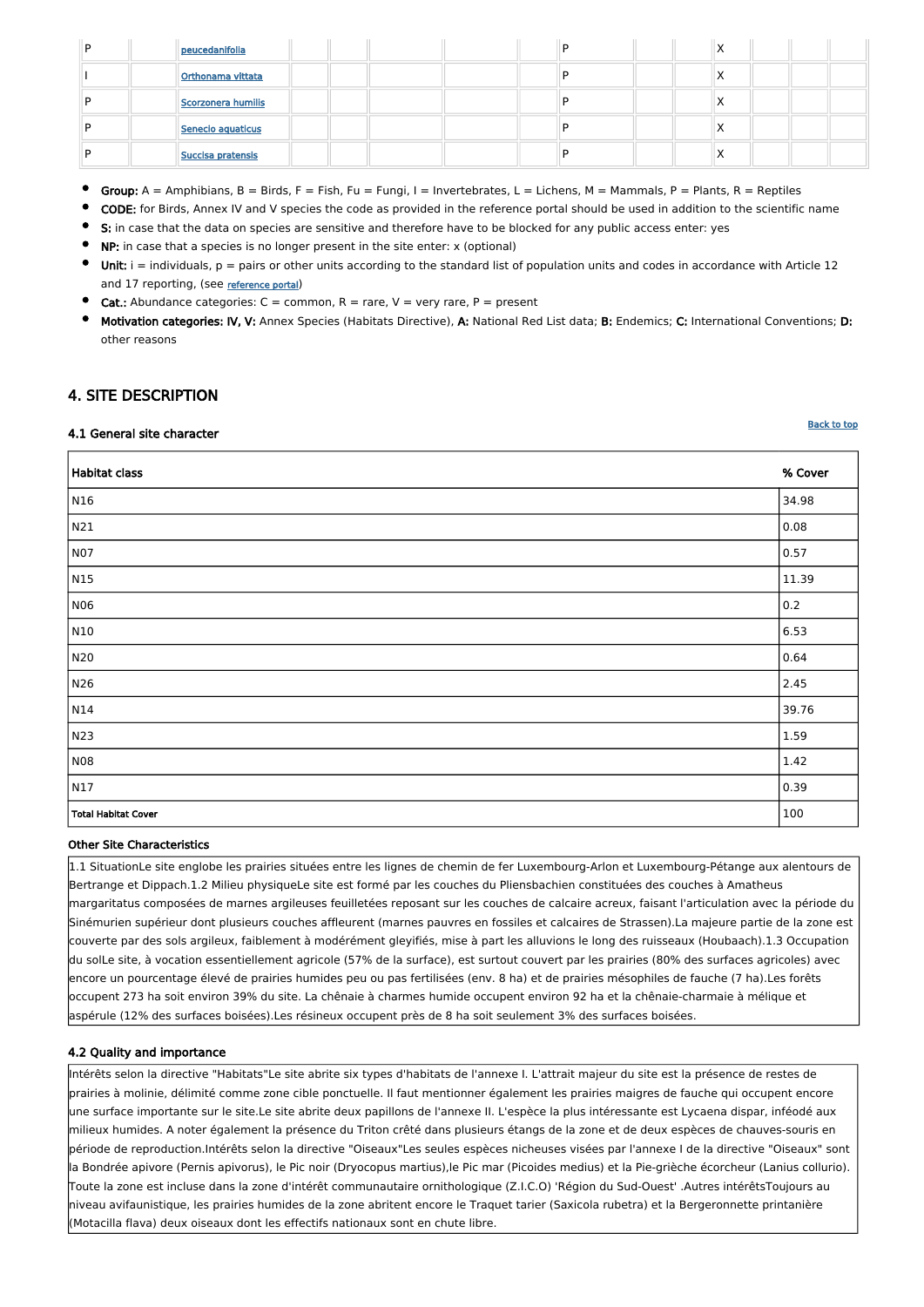| | | | | | | | | | | | | | | |
|---|---|---|---|---|---|---|---|---|---|---|---|---|---|---|
| P | | peucedanifolia | | | | | | P | | | X | | | |
| I | | Orthonama vittata | | | | | | P | | | X | | | |
| P | | Scorzonera humilis | | | | | | P | | | X | | | |
| P | | Senecio aquaticus | | | | | | P | | | X | | | |
| P | | Succisa pratensis | | | | | | P | | | X | | | |

- **Group:** A = Amphibians, B = Birds, F = Fish, Fu = Fungi, I = Invertebrates, L = Lichens, M = Mammals, P = Plants, R = Reptiles
- **CODE:** for Birds, Annex IV and V species the code as provided in the reference portal should be used in addition to the scientific name
- **S:** in case that the data on species are sensitive and therefore have to be blocked for any public access enter: yes
- **NP:** in case that a species is no longer present in the site enter: x (optional)
- **Unit:** i = individuals, p = pairs or other units according to the standard list of population units and codes in accordance with Article 12 and 17 reporting, (see reference portal)
- **Cat.:** Abundance categories: C = common, R = rare, V = very rare, P = present
- **Motivation categories: IV, V:** Annex Species (Habitats Directive), **A:** National Red List data; **B:** Endemics; **C:** International Conventions; **D:** other reasons

## 4. SITE DESCRIPTION

### 4.1 General site character

Back to top

| Habitat class | % Cover |
|---|---|
| N16 | 34.98 |
| N21 | 0.08 |
| N07 | 0.57 |
| N15 | 11.39 |
| N06 | 0.2 |
| N10 | 6.53 |
| N20 | 0.64 |
| N26 | 2.45 |
| N14 | 39.76 |
| N23 | 1.59 |
| N08 | 1.42 |
| N17 | 0.39 |
| **Total Habitat Cover** | 100 |

**Other Site Characteristics**

1.1 SituationLe site englobe les prairies situées entre les lignes de chemin de fer Luxembourg-Arlon et Luxembourg-Pétange aux alentours de Bertrange et Dippach.1.2 Milieu physiqueLe site est formé par les couches du Pliensbachien constituées des couches à Amatheus margaritatus composées de marnes argileuses feuilletées reposant sur les couches de calcaire acreux, faisant l'articulation avec la période du Sinémurien supérieur dont plusieurs couches affleurent (marnes pauvres en fossiles et calcaires de Strassen).La majeure partie de la zone est couverte par des sols argileux, faiblement à modérément gleyifiés, mise à part les alluvions le long des ruisseaux (Houbaach).1.3 Occupation du solLe site, à vocation essentiellement agricole (57% de la surface), est surtout couvert par les prairies (80% des surfaces agricoles) avec encore un pourcentage élevé de prairies humides peu ou pas fertilisées (env. 8 ha) et de prairies mésophiles de fauche (7 ha).Les forêts occupent 273 ha soit environ 39% du site. La chênaie à charmes humide occupent environ 92 ha et la chênaie-charmaie à mélique et aspérule (12% des surfaces boisées).Les résineux occupent près de 8 ha soit seulement 3% des surfaces boisées.

### 4.2 Quality and importance

Intérêts selon la directive "Habitats"Le site abrite six types d'habitats de l'annexe I. L'attrait majeur du site est la présence de restes de prairies à molinie, délimité comme zone cible ponctuelle. Il faut mentionner également les prairies maigres de fauche qui occupent encore une surface importante sur le site.Le site abrite deux papillons de l'annexe II. L'espèce la plus intéressante est Lycaena dispar, inféodé aux milieux humides. A noter également la présence du Triton crêté dans plusieurs étangs de la zone et de deux espèces de chauves-souris en période de reproduction.Intérêts selon la directive "Oiseaux"Les seules espèces nicheuses visées par l'annexe I de la directive "Oiseaux" sont la Bondrée apivore (Pernis apivorus), le Pic noir (Dryocopus martius),le Pic mar (Picoides medius) et la Pie-grièche écorcheur (Lanius collurio). Toute la zone est incluse dans la zone d'intérêt communautaire ornithologique (Z.I.C.O) 'Région du Sud-Ouest' .Autres intérêtsToujours au niveau avifaunistique, les prairies humides de la zone abritent encore le Traquet tarier (Saxicola rubetra) et la Bergeronnette printanière (Motacilla flava) deux oiseaux dont les effectifs nationaux sont en chute libre.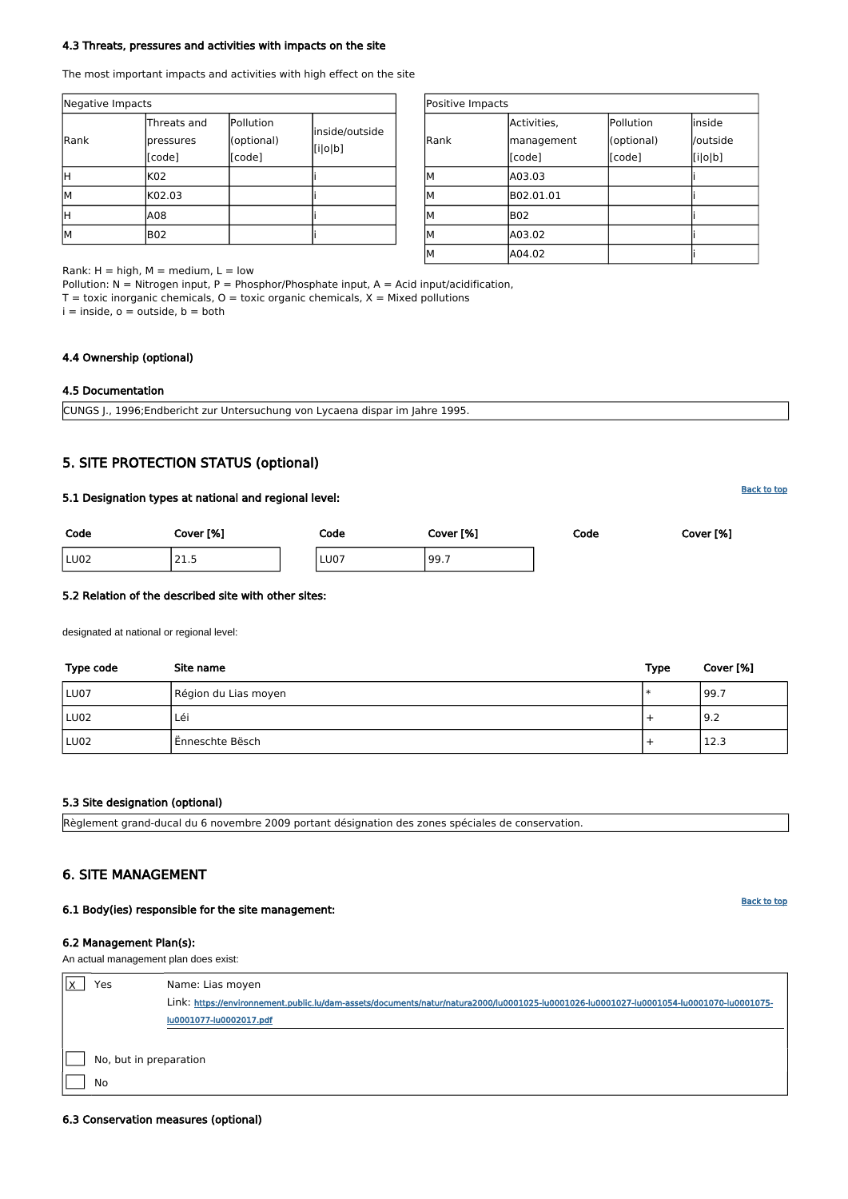### 4.3 Threats, pressures and activities with impacts on the site

The most important impacts and activities with high effect on the site

Negative Impacts

| Rank | Threats and pressures [code] | Pollution (optional) [code] | inside/outside [i\|o\|b] |
|---|---|---|---|
| H | K02 | | i |
| M | K02.03 | | i |
| H | A08 | | i |
| M | B02 | | i |

Positive Impacts

| Rank | Activities, management [code] | Pollution (optional) [code] | inside /outside [i\|o\|b] |
|---|---|---|---|
| M | A03.03 | | i |
| M | B02.01.01 | | i |
| M | B02 | | i |
| M | A03.02 | | i |
| M | A04.02 | | i |

Rank: H = high, M = medium, L = low
Pollution: N = Nitrogen input, P = Phosphor/Phosphate input, A = Acid input/acidification,
T = toxic inorganic chemicals, O = toxic organic chemicals, X = Mixed pollutions
i = inside, o = outside, b = both

### 4.4 Ownership (optional)

### 4.5 Documentation

CUNGS J., 1996;Endbericht zur Untersuchung von Lycaena dispar im Jahre 1995.

## 5. SITE PROTECTION STATUS (optional)

Back to top

### 5.1 Designation types at national and regional level:

| Code | Cover [%] | Code | Cover [%] | Code | Cover [%] |
|---|---|---|---|---|---|
| LU02 | 21.5 | LU07 | 99.7 | | |

### 5.2 Relation of the described site with other sites:

designated at national or regional level:

| Type code | Site name | Type | Cover [%] |
|---|---|---|---|
| LU07 | Région du Lias moyen | * | 99.7 |
| LU02 | Léi | + | 9.2 |
| LU02 | Ënneschte Bësch | + | 12.3 |

### 5.3 Site designation (optional)

Règlement grand-ducal du 6 novembre 2009 portant désignation des zones spéciales de conservation.

## 6. SITE MANAGEMENT

Back to top

### 6.1 Body(ies) responsible for the site management:

### 6.2 Management Plan(s):

An actual management plan does exist:

- [X] Yes — Name: Lias moyen
  Link: https://environnement.public.lu/dam-assets/documents/natur/natura2000/lu0001025-lu0001026-lu0001027-lu0001054-lu0001070-lu0001075-lu0001077-lu0002017.pdf
- [ ] No, but in preparation
- [ ] No

### 6.3 Conservation measures (optional)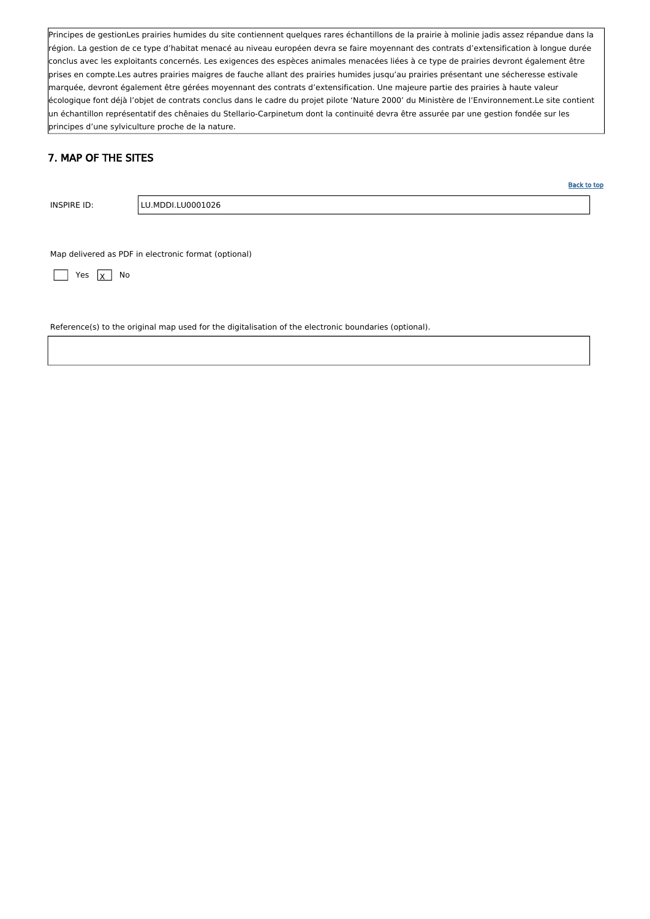Principes de gestionLes prairies humides du site contiennent quelques rares échantillons de la prairie à molinie jadis assez répandue dans la région. La gestion de ce type d'habitat menacé au niveau européen devra se faire moyennant des contrats d'extensification à longue durée conclus avec les exploitants concernés. Les exigences des espèces animales menacées liées à ce type de prairies devront également être prises en compte.Les autres prairies maigres de fauche allant des prairies humides jusqu'au prairies présentant une sécheresse estivale marquée, devront également être gérées moyennant des contrats d'extensification. Une majeure partie des prairies à haute valeur écologique font déjà l'objet de contrats conclus dans le cadre du projet pilote 'Nature 2000' du Ministère de l'Environnement.Le site contient un échantillon représentatif des chênaies du Stellario-Carpinetum dont la continuité devra être assurée par une gestion fondée sur les principes d'une sylviculture proche de la nature.

## 7. MAP OF THE SITES

Back to top

INSPIRE ID: LU.MDDI.LU0001026

Map delivered as PDF in electronic format (optional)

[ ] Yes [X] No

Reference(s) to the original map used for the digitalisation of the electronic boundaries (optional).